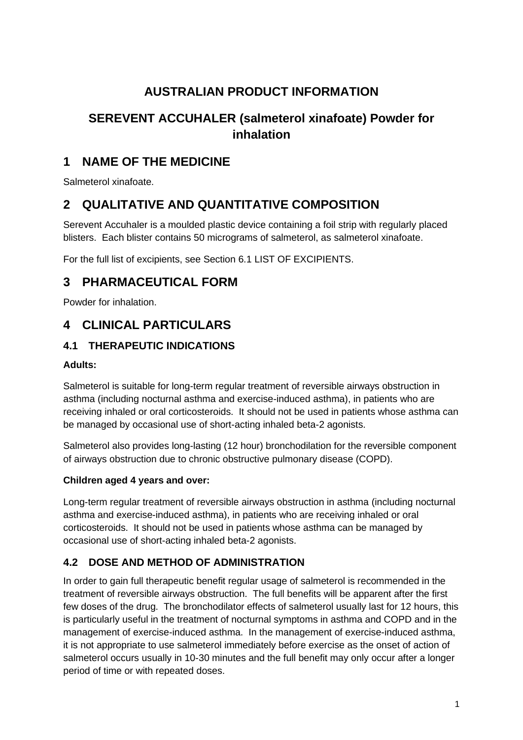# AUSTRALIAN PRODUCT INFORMATION

# SEREVENT ACCUHALER (salmeterol xinafoate) Powder for inhalation

## 1 NAME OF THE MEDICINE

Salmeterol xinafoate.

## 2 QUALITATIVE AND QUANTITATIVE COMPOSITION

Serevent Accuhaler is a moulded plastic device containing a foil strip with regularly placed blisters. Each blister contains 50 micrograms of salmeterol, as salmeterol xinafoate.

For the full list of excipients, see Section 6.1 LIST OF EXCIPIENTS.

## 3 PHARMACEUTICAL FORM

Powder for inhalation.

## 4 CLINICAL PARTICULARS

### 4.1 THERAPEUTIC INDICATIONS

**Adults:**

Salmeterol is suitable for long-term regular treatment of reversible airways obstruction in asthma (including nocturnal asthma and exercise-induced asthma), in patients who are receiving inhaled or oral corticosteroids. It should not be used in patients whose asthma can be managed by occasional use of short-acting inhaled beta-2 agonists.

Salmeterol also provides long-lasting (12 hour) bronchodilation for the reversible component of airways obstruction due to chronic obstructive pulmonary disease (COPD).

**Children aged 4 years and over:**

Long-term regular treatment of reversible airways obstruction in asthma (including nocturnal asthma and exercise-induced asthma), in patients who are receiving inhaled or oral corticosteroids. It should not be used in patients whose asthma can be managed by occasional use of short-acting inhaled beta-2 agonists.

### 4.2 DOSE AND METHOD OF ADMINISTRATION

In order to gain full therapeutic benefit regular usage of salmeterol is recommended in the treatment of reversible airways obstruction. The full benefits will be apparent after the first few doses of the drug. The bronchodilator effects of salmeterol usually last for 12 hours, this is particularly useful in the treatment of nocturnal symptoms in asthma and COPD and in the management of exercise-induced asthma. In the management of exercise-induced asthma, it is not appropriate to use salmeterol immediately before exercise as the onset of action of salmeterol occurs usually in 10-30 minutes and the full benefit may only occur after a longer period of time or with repeated doses.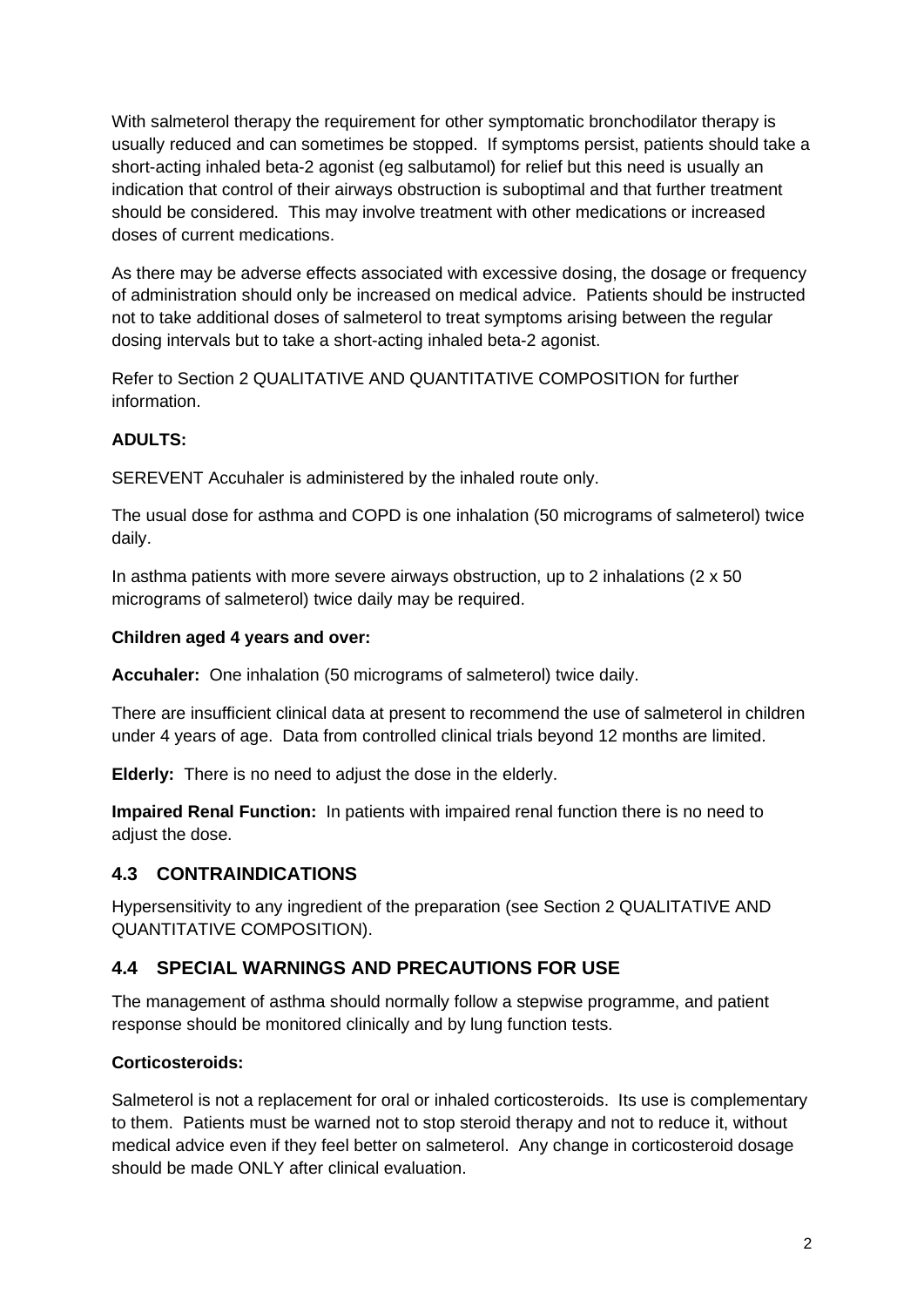With salmeterol therapy the requirement for other symptomatic bronchodilator therapy is usually reduced and can sometimes be stopped.  If symptoms persist, patients should take a short-acting inhaled beta-2 agonist (eg salbutamol) for relief but this need is usually an indication that control of their airways obstruction is suboptimal and that further treatment should be considered.  This may involve treatment with other medications or increased doses of current medications.

As there may be adverse effects associated with excessive dosing, the dosage or frequency of administration should only be increased on medical advice.  Patients should be instructed not to take additional doses of salmeterol to treat symptoms arising between the regular dosing intervals but to take a short-acting inhaled beta-2 agonist.

Refer to Section 2 QUALITATIVE AND QUANTITATIVE COMPOSITION for further information.

**ADULTS:**

SEREVENT Accuhaler is administered by the inhaled route only.

The usual dose for asthma and COPD is one inhalation (50 micrograms of salmeterol) twice daily.

In asthma patients with more severe airways obstruction, up to 2 inhalations (2 x 50 micrograms of salmeterol) twice daily may be required.

**Children aged 4 years and over:**

**Accuhaler:**  One inhalation (50 micrograms of salmeterol) twice daily.

There are insufficient clinical data at present to recommend the use of salmeterol in children under 4 years of age.  Data from controlled clinical trials beyond 12 months are limited.

**Elderly:**  There is no need to adjust the dose in the elderly.

**Impaired Renal Function:**  In patients with impaired renal function there is no need to adjust the dose.

## 4.3 CONTRAINDICATIONS

Hypersensitivity to any ingredient of the preparation (see Section 2 QUALITATIVE AND QUANTITATIVE COMPOSITION).

## 4.4 SPECIAL WARNINGS AND PRECAUTIONS FOR USE

The management of asthma should normally follow a stepwise programme, and patient response should be monitored clinically and by lung function tests.

**Corticosteroids:**

Salmeterol is not a replacement for oral or inhaled corticosteroids.  Its use is complementary to them.  Patients must be warned not to stop steroid therapy and not to reduce it, without medical advice even if they feel better on salmeterol.  Any change in corticosteroid dosage should be made ONLY after clinical evaluation.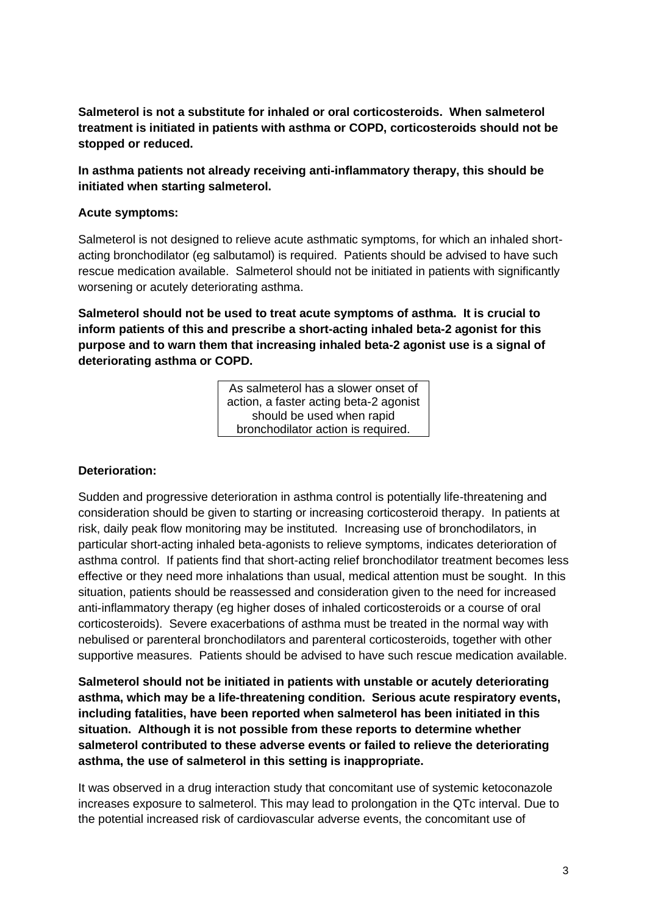**Salmeterol is not a substitute for inhaled or oral corticosteroids. When salmeterol treatment is initiated in patients with asthma or COPD, corticosteroids should not be stopped or reduced.**

**In asthma patients not already receiving anti-inflammatory therapy, this should be initiated when starting salmeterol.**

**Acute symptoms:**

Salmeterol is not designed to relieve acute asthmatic symptoms, for which an inhaled short-acting bronchodilator (eg salbutamol) is required. Patients should be advised to have such rescue medication available. Salmeterol should not be initiated in patients with significantly worsening or acutely deteriorating asthma.

**Salmeterol should not be used to treat acute symptoms of asthma. It is crucial to inform patients of this and prescribe a short-acting inhaled beta-2 agonist for this purpose and to warn them that increasing inhaled beta-2 agonist use is a signal of deteriorating asthma or COPD.**

| As salmeterol has a slower onset of action, a faster acting beta-2 agonist should be used when rapid bronchodilator action is required. |
|---|

**Deterioration:**

Sudden and progressive deterioration in asthma control is potentially life-threatening and consideration should be given to starting or increasing corticosteroid therapy. In patients at risk, daily peak flow monitoring may be instituted. Increasing use of bronchodilators, in particular short-acting inhaled beta-agonists to relieve symptoms, indicates deterioration of asthma control. If patients find that short-acting relief bronchodilator treatment becomes less effective or they need more inhalations than usual, medical attention must be sought. In this situation, patients should be reassessed and consideration given to the need for increased anti-inflammatory therapy (eg higher doses of inhaled corticosteroids or a course of oral corticosteroids). Severe exacerbations of asthma must be treated in the normal way with nebulised or parenteral bronchodilators and parenteral corticosteroids, together with other supportive measures. Patients should be advised to have such rescue medication available.

**Salmeterol should not be initiated in patients with unstable or acutely deteriorating asthma, which may be a life-threatening condition. Serious acute respiratory events, including fatalities, have been reported when salmeterol has been initiated in this situation. Although it is not possible from these reports to determine whether salmeterol contributed to these adverse events or failed to relieve the deteriorating asthma, the use of salmeterol in this setting is inappropriate.**

It was observed in a drug interaction study that concomitant use of systemic ketoconazole increases exposure to salmeterol. This may lead to prolongation in the QTc interval. Due to the potential increased risk of cardiovascular adverse events, the concomitant use of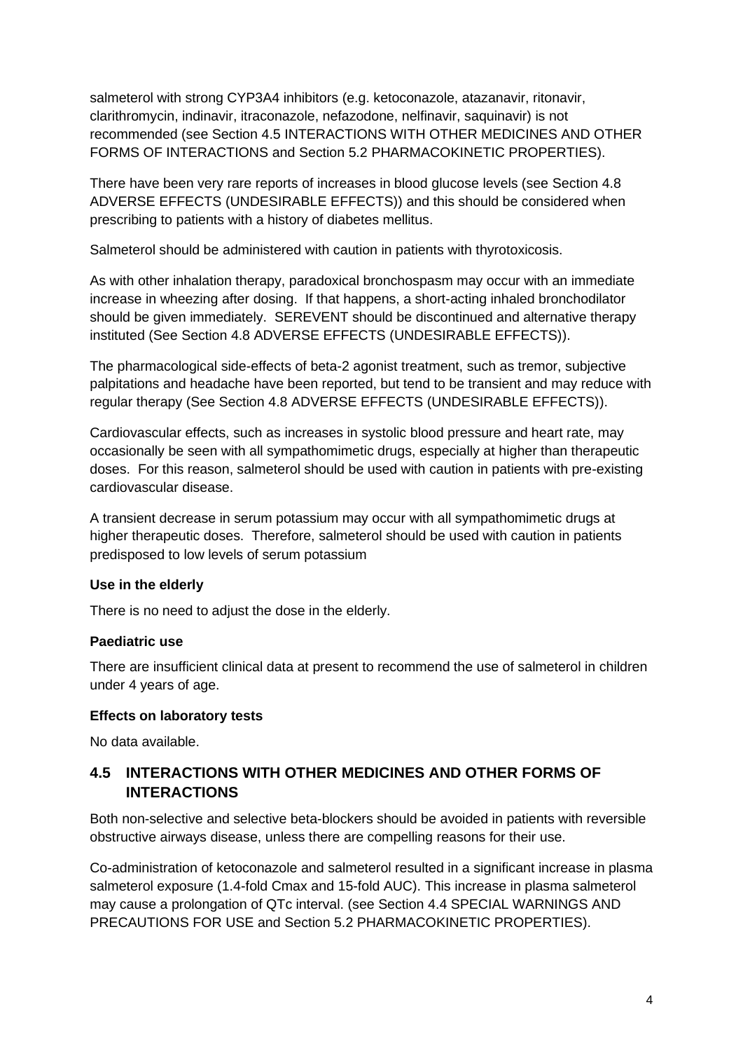salmeterol with strong CYP3A4 inhibitors (e.g. ketoconazole, atazanavir, ritonavir, clarithromycin, indinavir, itraconazole, nefazodone, nelfinavir, saquinavir) is not recommended (see Section 4.5 INTERACTIONS WITH OTHER MEDICINES AND OTHER FORMS OF INTERACTIONS and Section 5.2 PHARMACOKINETIC PROPERTIES).

There have been very rare reports of increases in blood glucose levels (see Section 4.8 ADVERSE EFFECTS (UNDESIRABLE EFFECTS)) and this should be considered when prescribing to patients with a history of diabetes mellitus.

Salmeterol should be administered with caution in patients with thyrotoxicosis.

As with other inhalation therapy, paradoxical bronchospasm may occur with an immediate increase in wheezing after dosing. If that happens, a short-acting inhaled bronchodilator should be given immediately. SEREVENT should be discontinued and alternative therapy instituted (See Section 4.8 ADVERSE EFFECTS (UNDESIRABLE EFFECTS)).

The pharmacological side-effects of beta-2 agonist treatment, such as tremor, subjective palpitations and headache have been reported, but tend to be transient and may reduce with regular therapy (See Section 4.8 ADVERSE EFFECTS (UNDESIRABLE EFFECTS)).

Cardiovascular effects, such as increases in systolic blood pressure and heart rate, may occasionally be seen with all sympathomimetic drugs, especially at higher than therapeutic doses. For this reason, salmeterol should be used with caution in patients with pre-existing cardiovascular disease.

A transient decrease in serum potassium may occur with all sympathomimetic drugs at higher therapeutic doses. Therefore, salmeterol should be used with caution in patients predisposed to low levels of serum potassium

**Use in the elderly**

There is no need to adjust the dose in the elderly.

**Paediatric use**

There are insufficient clinical data at present to recommend the use of salmeterol in children under 4 years of age.

**Effects on laboratory tests**

No data available.

## 4.5 INTERACTIONS WITH OTHER MEDICINES AND OTHER FORMS OF INTERACTIONS

Both non-selective and selective beta-blockers should be avoided in patients with reversible obstructive airways disease, unless there are compelling reasons for their use.

Co-administration of ketoconazole and salmeterol resulted in a significant increase in plasma salmeterol exposure (1.4-fold Cmax and 15-fold AUC). This increase in plasma salmeterol may cause a prolongation of QTc interval. (see Section 4.4 SPECIAL WARNINGS AND PRECAUTIONS FOR USE and Section 5.2 PHARMACOKINETIC PROPERTIES).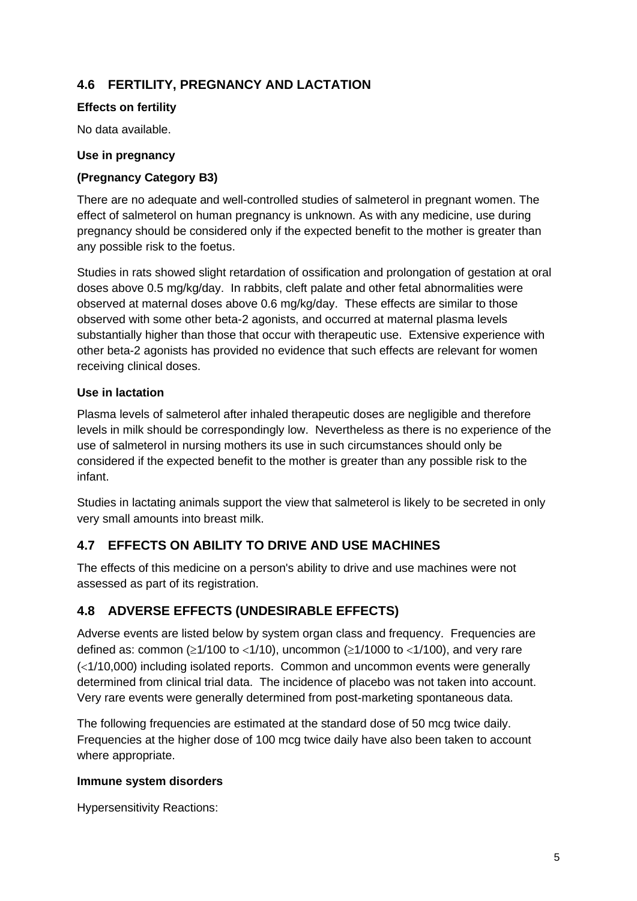## 4.6 FERTILITY, PREGNANCY AND LACTATION

**Effects on fertility**

No data available.

**Use in pregnancy**

**(Pregnancy Category B3)**

There are no adequate and well-controlled studies of salmeterol in pregnant women. The effect of salmeterol on human pregnancy is unknown. As with any medicine, use during pregnancy should be considered only if the expected benefit to the mother is greater than any possible risk to the foetus.

Studies in rats showed slight retardation of ossification and prolongation of gestation at oral doses above 0.5 mg/kg/day. In rabbits, cleft palate and other fetal abnormalities were observed at maternal doses above 0.6 mg/kg/day. These effects are similar to those observed with some other beta-2 agonists, and occurred at maternal plasma levels substantially higher than those that occur with therapeutic use. Extensive experience with other beta-2 agonists has provided no evidence that such effects are relevant for women receiving clinical doses.

**Use in lactation**

Plasma levels of salmeterol after inhaled therapeutic doses are negligible and therefore levels in milk should be correspondingly low. Nevertheless as there is no experience of the use of salmeterol in nursing mothers its use in such circumstances should only be considered if the expected benefit to the mother is greater than any possible risk to the infant.

Studies in lactating animals support the view that salmeterol is likely to be secreted in only very small amounts into breast milk.

## 4.7 EFFECTS ON ABILITY TO DRIVE AND USE MACHINES

The effects of this medicine on a person's ability to drive and use machines were not assessed as part of its registration.

## 4.8 ADVERSE EFFECTS (UNDESIRABLE EFFECTS)

Adverse events are listed below by system organ class and frequency. Frequencies are defined as: common ($\geq$1/100 to $<$1/10), uncommon ($\geq$1/1000 to $<$1/100), and very rare ($<$1/10,000) including isolated reports. Common and uncommon events were generally determined from clinical trial data. The incidence of placebo was not taken into account. Very rare events were generally determined from post-marketing spontaneous data.

The following frequencies are estimated at the standard dose of 50 mcg twice daily. Frequencies at the higher dose of 100 mcg twice daily have also been taken to account where appropriate.

**Immune system disorders**

Hypersensitivity Reactions: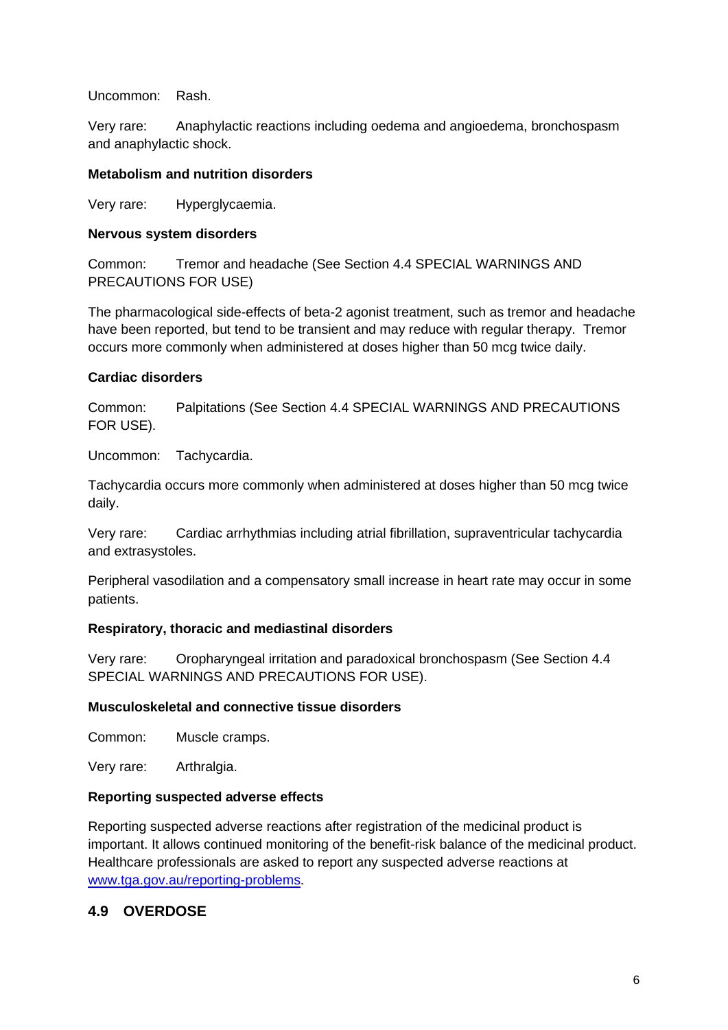Uncommon: Rash.

Very rare: Anaphylactic reactions including oedema and angioedema, bronchospasm and anaphylactic shock.

**Metabolism and nutrition disorders**

Very rare: Hyperglycaemia.

**Nervous system disorders**

Common: Tremor and headache (See Section 4.4 SPECIAL WARNINGS AND PRECAUTIONS FOR USE)

The pharmacological side-effects of beta-2 agonist treatment, such as tremor and headache have been reported, but tend to be transient and may reduce with regular therapy. Tremor occurs more commonly when administered at doses higher than 50 mcg twice daily.

**Cardiac disorders**

Common: Palpitations (See Section 4.4 SPECIAL WARNINGS AND PRECAUTIONS FOR USE).

Uncommon: Tachycardia.

Tachycardia occurs more commonly when administered at doses higher than 50 mcg twice daily.

Very rare: Cardiac arrhythmias including atrial fibrillation, supraventricular tachycardia and extrasystoles.

Peripheral vasodilation and a compensatory small increase in heart rate may occur in some patients.

**Respiratory, thoracic and mediastinal disorders**

Very rare: Oropharyngeal irritation and paradoxical bronchospasm (See Section 4.4 SPECIAL WARNINGS AND PRECAUTIONS FOR USE).

**Musculoskeletal and connective tissue disorders**

Common: Muscle cramps.

Very rare: Arthralgia.

**Reporting suspected adverse effects**

Reporting suspected adverse reactions after registration of the medicinal product is important. It allows continued monitoring of the benefit-risk balance of the medicinal product. Healthcare professionals are asked to report any suspected adverse reactions at [www.tga.gov.au/reporting-problems](http://www.tga.gov.au/reporting-problems).

## 4.9 OVERDOSE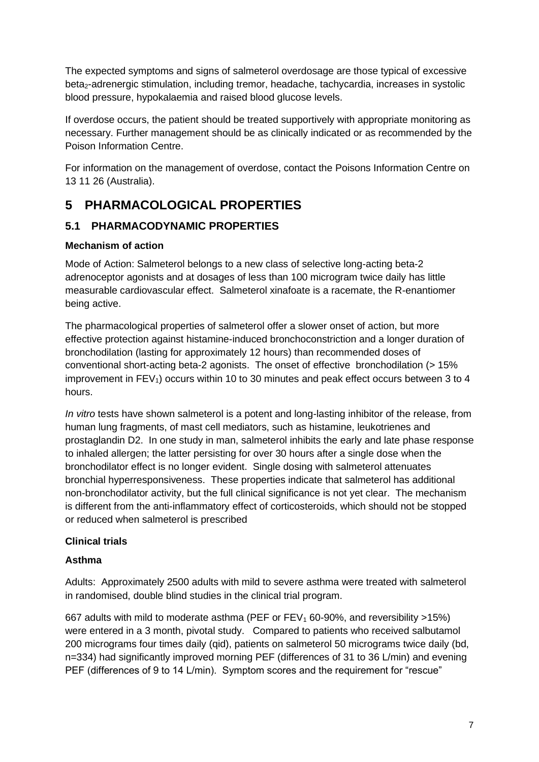The expected symptoms and signs of salmeterol overdosage are those typical of excessive beta$_2$-adrenergic stimulation, including tremor, headache, tachycardia, increases in systolic blood pressure, hypokalaemia and raised blood glucose levels.

If overdose occurs, the patient should be treated supportively with appropriate monitoring as necessary. Further management should be as clinically indicated or as recommended by the Poison Information Centre.

For information on the management of overdose, contact the Poisons Information Centre on 13 11 26 (Australia).

# 5 PHARMACOLOGICAL PROPERTIES

## 5.1 PHARMACODYNAMIC PROPERTIES

**Mechanism of action**

Mode of Action: Salmeterol belongs to a new class of selective long-acting beta-2 adrenoceptor agonists and at dosages of less than 100 microgram twice daily has little measurable cardiovascular effect. Salmeterol xinafoate is a racemate, the R-enantiomer being active.

The pharmacological properties of salmeterol offer a slower onset of action, but more effective protection against histamine-induced bronchoconstriction and a longer duration of bronchodilation (lasting for approximately 12 hours) than recommended doses of conventional short-acting beta-2 agonists. The onset of effective bronchodilation (> 15% improvement in $FEV_1$) occurs within 10 to 30 minutes and peak effect occurs between 3 to 4 hours.

*In vitro* tests have shown salmeterol is a potent and long-lasting inhibitor of the release, from human lung fragments, of mast cell mediators, such as histamine, leukotrienes and prostaglandin D2. In one study in man, salmeterol inhibits the early and late phase response to inhaled allergen; the latter persisting for over 30 hours after a single dose when the bronchodilator effect is no longer evident. Single dosing with salmeterol attenuates bronchial hyperresponsiveness. These properties indicate that salmeterol has additional non-bronchodilator activity, but the full clinical significance is not yet clear. The mechanism is different from the anti-inflammatory effect of corticosteroids, which should not be stopped or reduced when salmeterol is prescribed

**Clinical trials**

**Asthma**

Adults: Approximately 2500 adults with mild to severe asthma were treated with salmeterol in randomised, double blind studies in the clinical trial program.

667 adults with mild to moderate asthma (PEF or $FEV_1$ 60-90%, and reversibility >15%) were entered in a 3 month, pivotal study. Compared to patients who received salbutamol 200 micrograms four times daily (qid), patients on salmeterol 50 micrograms twice daily (bd, n=334) had significantly improved morning PEF (differences of 31 to 36 L/min) and evening PEF (differences of 9 to 14 L/min). Symptom scores and the requirement for "rescue"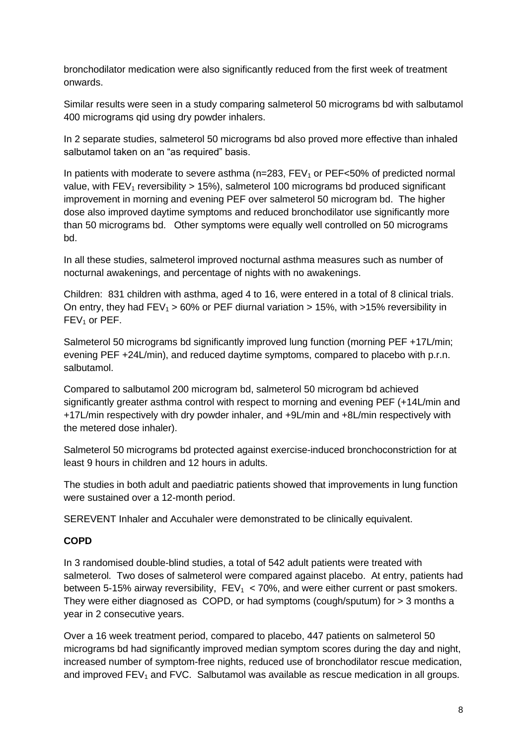bronchodilator medication were also significantly reduced from the first week of treatment onwards.

Similar results were seen in a study comparing salmeterol 50 micrograms bd with salbutamol 400 micrograms qid using dry powder inhalers.

In 2 separate studies, salmeterol 50 micrograms bd also proved more effective than inhaled salbutamol taken on an "as required" basis.

In patients with moderate to severe asthma (n=283, $FEV_1$ or PEF<50% of predicted normal value, with $FEV_1$ reversibility > 15%), salmeterol 100 micrograms bd produced significant improvement in morning and evening PEF over salmeterol 50 microgram bd. The higher dose also improved daytime symptoms and reduced bronchodilator use significantly more than 50 micrograms bd. Other symptoms were equally well controlled on 50 micrograms bd.

In all these studies, salmeterol improved nocturnal asthma measures such as number of nocturnal awakenings, and percentage of nights with no awakenings.

Children: 831 children with asthma, aged 4 to 16, were entered in a total of 8 clinical trials. On entry, they had $FEV_1$ > 60% or PEF diurnal variation > 15%, with >15% reversibility in $FEV_1$ or PEF.

Salmeterol 50 micrograms bd significantly improved lung function (morning PEF +17L/min; evening PEF +24L/min), and reduced daytime symptoms, compared to placebo with p.r.n. salbutamol.

Compared to salbutamol 200 microgram bd, salmeterol 50 microgram bd achieved significantly greater asthma control with respect to morning and evening PEF (+14L/min and +17L/min respectively with dry powder inhaler, and +9L/min and +8L/min respectively with the metered dose inhaler).

Salmeterol 50 micrograms bd protected against exercise-induced bronchoconstriction for at least 9 hours in children and 12 hours in adults.

The studies in both adult and paediatric patients showed that improvements in lung function were sustained over a 12-month period.

SEREVENT Inhaler and Accuhaler were demonstrated to be clinically equivalent.

**COPD**

In 3 randomised double-blind studies, a total of 542 adult patients were treated with salmeterol. Two doses of salmeterol were compared against placebo. At entry, patients had between 5-15% airway reversibility, $FEV_1$ < 70%, and were either current or past smokers. They were either diagnosed as COPD, or had symptoms (cough/sputum) for > 3 months a year in 2 consecutive years.

Over a 16 week treatment period, compared to placebo, 447 patients on salmeterol 50 micrograms bd had significantly improved median symptom scores during the day and night, increased number of symptom-free nights, reduced use of bronchodilator rescue medication, and improved $FEV_1$ and FVC. Salbutamol was available as rescue medication in all groups.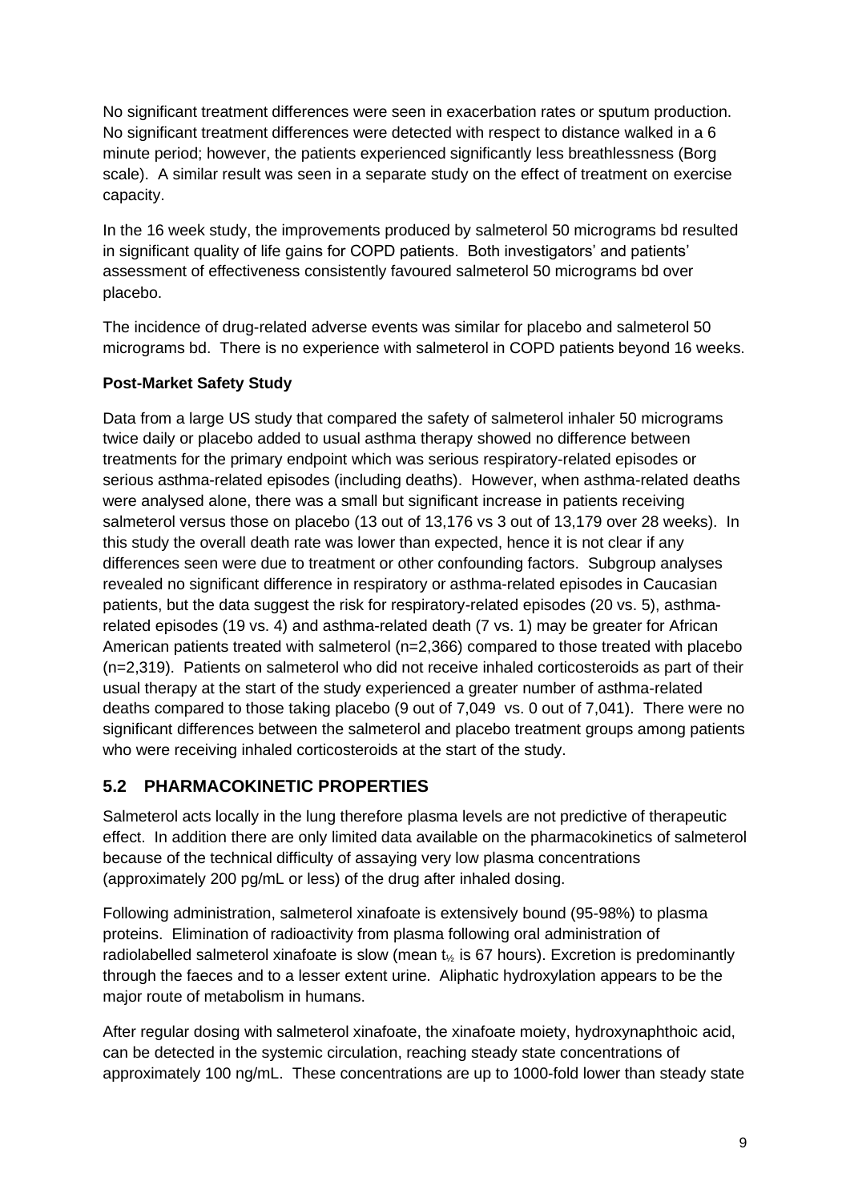No significant treatment differences were seen in exacerbation rates or sputum production. No significant treatment differences were detected with respect to distance walked in a 6 minute period; however, the patients experienced significantly less breathlessness (Borg scale). A similar result was seen in a separate study on the effect of treatment on exercise capacity.

In the 16 week study, the improvements produced by salmeterol 50 micrograms bd resulted in significant quality of life gains for COPD patients. Both investigators' and patients' assessment of effectiveness consistently favoured salmeterol 50 micrograms bd over placebo.

The incidence of drug-related adverse events was similar for placebo and salmeterol 50 micrograms bd. There is no experience with salmeterol in COPD patients beyond 16 weeks.

**Post-Market Safety Study**

Data from a large US study that compared the safety of salmeterol inhaler 50 micrograms twice daily or placebo added to usual asthma therapy showed no difference between treatments for the primary endpoint which was serious respiratory-related episodes or serious asthma-related episodes (including deaths). However, when asthma-related deaths were analysed alone, there was a small but significant increase in patients receiving salmeterol versus those on placebo (13 out of 13,176 vs 3 out of 13,179 over 28 weeks). In this study the overall death rate was lower than expected, hence it is not clear if any differences seen were due to treatment or other confounding factors. Subgroup analyses revealed no significant difference in respiratory or asthma-related episodes in Caucasian patients, but the data suggest the risk for respiratory-related episodes (20 vs. 5), asthma-related episodes (19 vs. 4) and asthma-related death (7 vs. 1) may be greater for African American patients treated with salmeterol (n=2,366) compared to those treated with placebo (n=2,319). Patients on salmeterol who did not receive inhaled corticosteroids as part of their usual therapy at the start of the study experienced a greater number of asthma-related deaths compared to those taking placebo (9 out of 7,049 vs. 0 out of 7,041). There were no significant differences between the salmeterol and placebo treatment groups among patients who were receiving inhaled corticosteroids at the start of the study.

## 5.2 PHARMACOKINETIC PROPERTIES

Salmeterol acts locally in the lung therefore plasma levels are not predictive of therapeutic effect. In addition there are only limited data available on the pharmacokinetics of salmeterol because of the technical difficulty of assaying very low plasma concentrations (approximately 200 pg/mL or less) of the drug after inhaled dosing.

Following administration, salmeterol xinafoate is extensively bound (95-98%) to plasma proteins. Elimination of radioactivity from plasma following oral administration of radiolabelled salmeterol xinafoate is slow (mean $t_{½}$ is 67 hours). Excretion is predominantly through the faeces and to a lesser extent urine. Aliphatic hydroxylation appears to be the major route of metabolism in humans.

After regular dosing with salmeterol xinafoate, the xinafoate moiety, hydroxynaphthoic acid, can be detected in the systemic circulation, reaching steady state concentrations of approximately 100 ng/mL. These concentrations are up to 1000-fold lower than steady state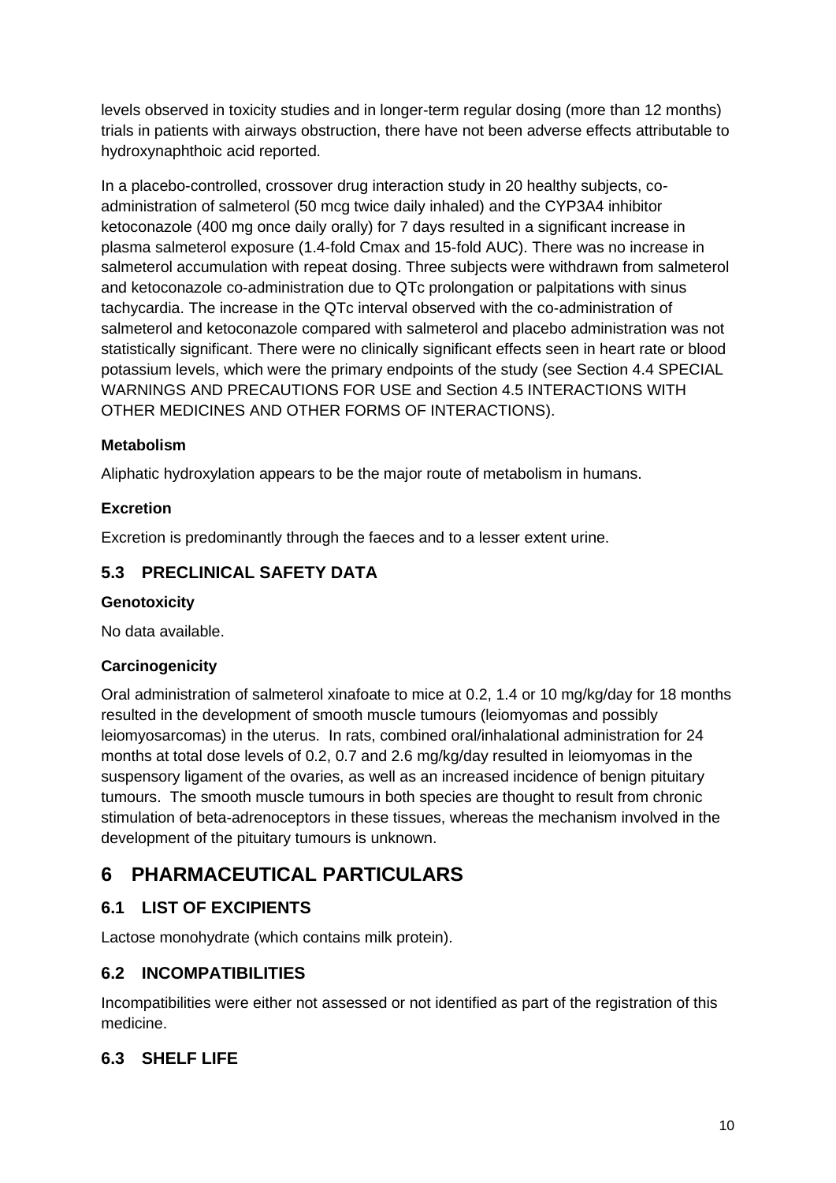levels observed in toxicity studies and in longer-term regular dosing (more than 12 months) trials in patients with airways obstruction, there have not been adverse effects attributable to hydroxynaphthoic acid reported.

In a placebo-controlled, crossover drug interaction study in 20 healthy subjects, co-administration of salmeterol (50 mcg twice daily inhaled) and the CYP3A4 inhibitor ketoconazole (400 mg once daily orally) for 7 days resulted in a significant increase in plasma salmeterol exposure (1.4-fold Cmax and 15-fold AUC). There was no increase in salmeterol accumulation with repeat dosing. Three subjects were withdrawn from salmeterol and ketoconazole co-administration due to QTc prolongation or palpitations with sinus tachycardia. The increase in the QTc interval observed with the co-administration of salmeterol and ketoconazole compared with salmeterol and placebo administration was not statistically significant. There were no clinically significant effects seen in heart rate or blood potassium levels, which were the primary endpoints of the study (see Section 4.4 SPECIAL WARNINGS AND PRECAUTIONS FOR USE and Section 4.5 INTERACTIONS WITH OTHER MEDICINES AND OTHER FORMS OF INTERACTIONS).

**Metabolism**

Aliphatic hydroxylation appears to be the major route of metabolism in humans.

**Excretion**

Excretion is predominantly through the faeces and to a lesser extent urine.

## 5.3 PRECLINICAL SAFETY DATA

**Genotoxicity**

No data available.

**Carcinogenicity**

Oral administration of salmeterol xinafoate to mice at 0.2, 1.4 or 10 mg/kg/day for 18 months resulted in the development of smooth muscle tumours (leiomyomas and possibly leiomyosarcomas) in the uterus. In rats, combined oral/inhalational administration for 24 months at total dose levels of 0.2, 0.7 and 2.6 mg/kg/day resulted in leiomyomas in the suspensory ligament of the ovaries, as well as an increased incidence of benign pituitary tumours. The smooth muscle tumours in both species are thought to result from chronic stimulation of beta-adrenoceptors in these tissues, whereas the mechanism involved in the development of the pituitary tumours is unknown.

# 6 PHARMACEUTICAL PARTICULARS

## 6.1 LIST OF EXCIPIENTS

Lactose monohydrate (which contains milk protein).

## 6.2 INCOMPATIBILITIES

Incompatibilities were either not assessed or not identified as part of the registration of this medicine.

## 6.3 SHELF LIFE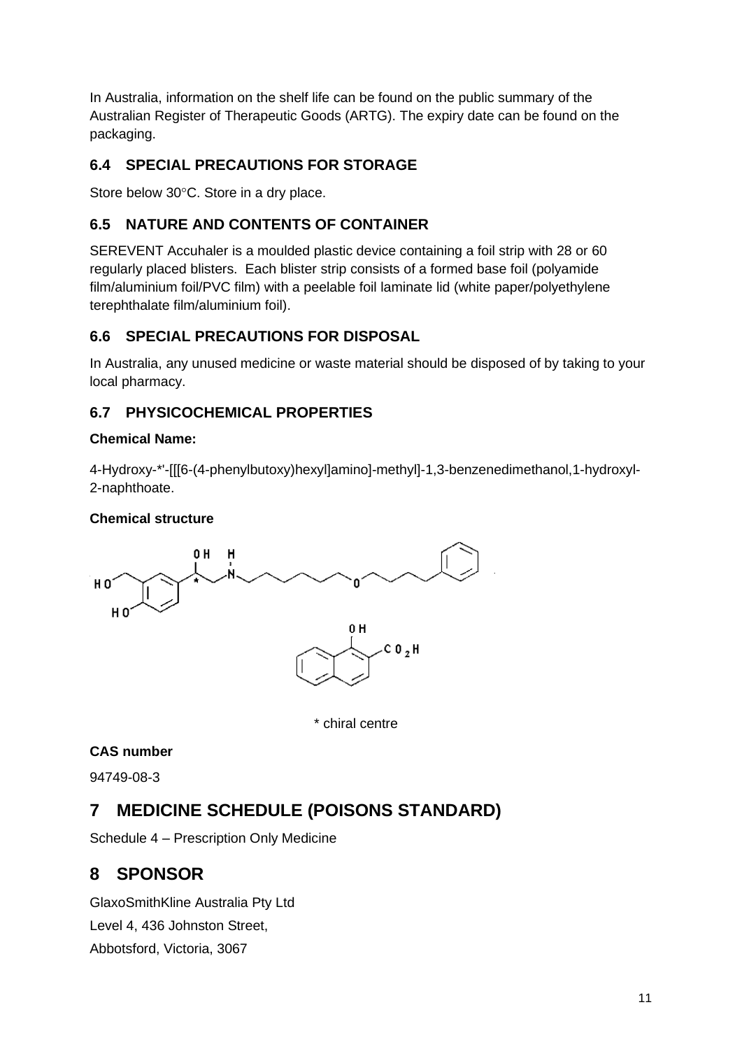In Australia, information on the shelf life can be found on the public summary of the Australian Register of Therapeutic Goods (ARTG). The expiry date can be found on the packaging.

## 6.4 SPECIAL PRECAUTIONS FOR STORAGE

Store below 30°C. Store in a dry place.

## 6.5 NATURE AND CONTENTS OF CONTAINER

SEREVENT Accuhaler is a moulded plastic device containing a foil strip with 28 or 60 regularly placed blisters. Each blister strip consists of a formed base foil (polyamide film/aluminium foil/PVC film) with a peelable foil laminate lid (white paper/polyethylene terephthalate film/aluminium foil).

## 6.6 SPECIAL PRECAUTIONS FOR DISPOSAL

In Australia, any unused medicine or waste material should be disposed of by taking to your local pharmacy.

## 6.7 PHYSICOCHEMICAL PROPERTIES

**Chemical Name:**

4-Hydroxy-*'-[[[6-(4-phenylbutoxy)hexyl]amino]-methyl]-1,3-benzenedimethanol,1-hydroxyl-2-naphthoate.

**Chemical structure**

* chiral centre

**CAS number**

94749-08-3

# 7 MEDICINE SCHEDULE (POISONS STANDARD)

Schedule 4 – Prescription Only Medicine

# 8 SPONSOR

GlaxoSmithKline Australia Pty Ltd

Level 4, 436 Johnston Street,

Abbotsford, Victoria, 3067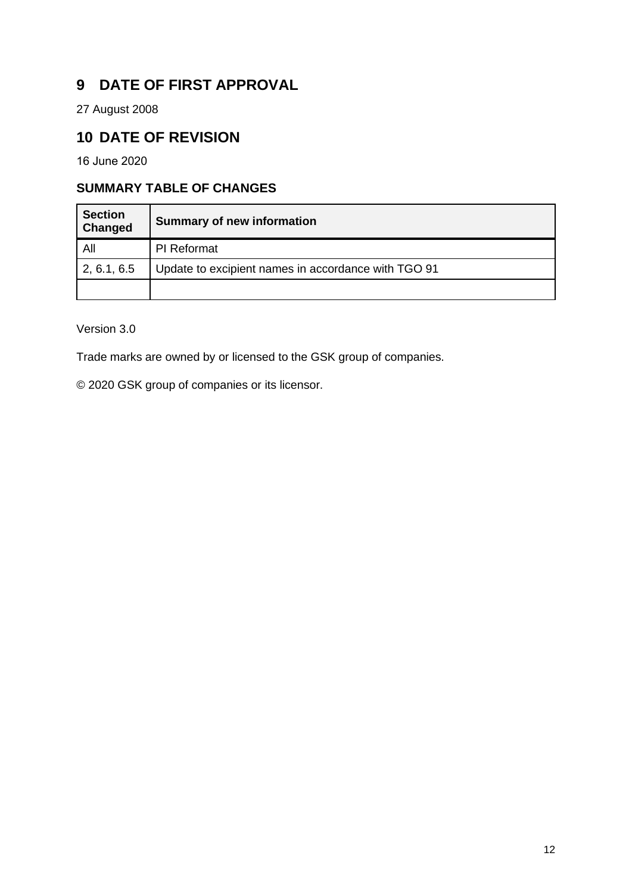# 9 DATE OF FIRST APPROVAL

27 August 2008

# 10 DATE OF REVISION

16 June 2020

### SUMMARY TABLE OF CHANGES

| Section Changed | Summary of new information |
|---|---|
| All | PI Reformat |
| 2, 6.1, 6.5 | Update to excipient names in accordance with TGO 91 |
| | |

Version 3.0

Trade marks are owned by or licensed to the GSK group of companies.

© 2020 GSK group of companies or its licensor.